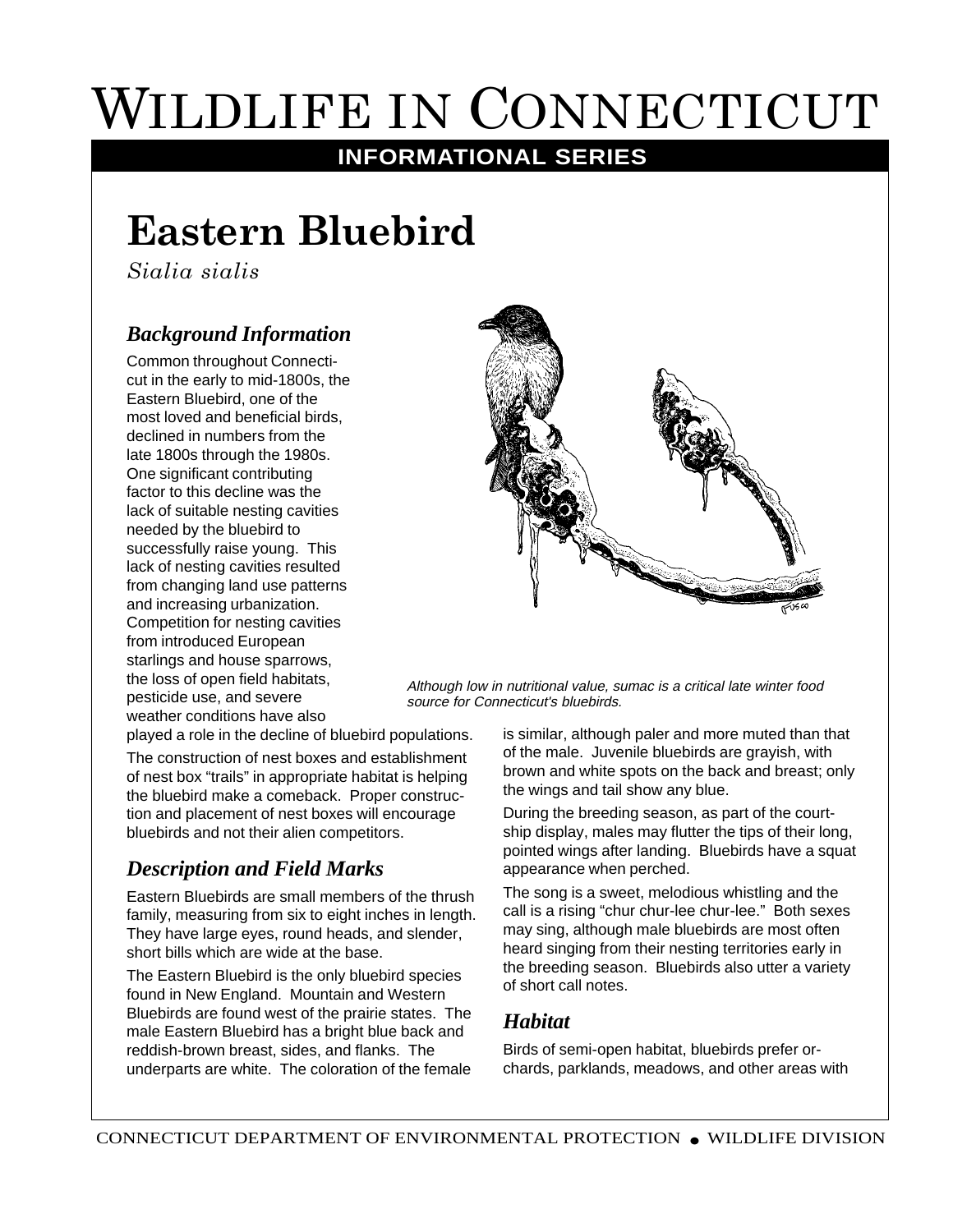# Wildlife in Connecticut

**INFORMATIONAL SERIES**

## Eastern Bluebird

*Sialia sialis*

### *Background Information*

Common throughout Connecticut in the early to mid-1800s, the Eastern Bluebird, one of the most loved and beneficial birds, declined in numbers from the late 1800s through the 1980s. One significant contributing factor to this decline was the lack of suitable nesting cavities needed by the bluebird to successfully raise young. This lack of nesting cavities resulted from changing land use patterns and increasing urbanization. Competition for nesting cavities from introduced European starlings and house sparrows, the loss of open field habitats, pesticide use, and severe weather conditions have also played a role in the decline of bluebird populations.

The construction of nest boxes and establishment of nest box "trails" in appropriate habitat is helping the bluebird make a comeback. Proper construction and placement of nest boxes will encourage bluebirds and not their alien competitors.

*Although low in nutritional value, sumac is a critical late winter food source for Connecticut's bluebirds.*

### *Description and Field Marks*

Eastern Bluebirds are small members of the thrush family, measuring from six to eight inches in length. They have large eyes, round heads, and slender, short bills which are wide at the base.

The Eastern Bluebird is the only bluebird species found in New England. Mountain and Western Bluebirds are found west of the prairie states. The male Eastern Bluebird has a bright blue back and reddish-brown breast, sides, and flanks. The underparts are white. The coloration of the female is similar, although paler and more muted than that of the male. Juvenile bluebirds are grayish, with brown and white spots on the back and breast; only the wings and tail show any blue.

During the breeding season, as part of the courtship display, males may flutter the tips of their long, pointed wings after landing. Bluebirds have a squat appearance when perched.

The song is a sweet, melodious whistling and the call is a rising "chur chur-lee chur-lee." Both sexes may sing, although male bluebirds are most often heard singing from their nesting territories early in the breeding season. Bluebirds also utter a variety of short call notes.

### *Habitat*

Birds of semi-open habitat, bluebirds prefer orchards, parklands, meadows, and other areas with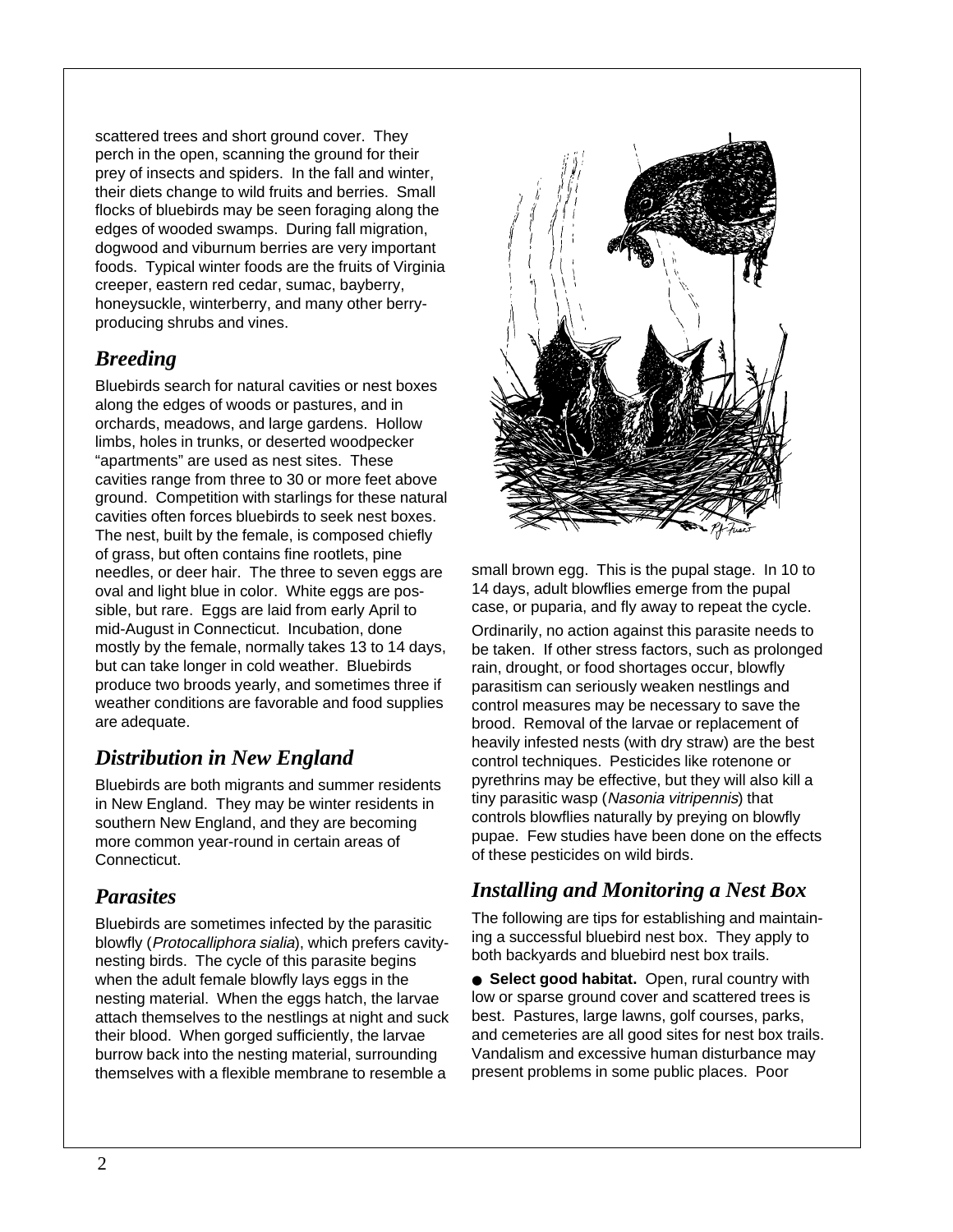scattered trees and short ground cover. They perch in the open, scanning the ground for their prey of insects and spiders. In the fall and winter, their diets change to wild fruits and berries. Small flocks of bluebirds may be seen foraging along the edges of wooded swamps. During fall migration, dogwood and viburnum berries are very important foods. Typical winter foods are the fruits of Virginia creeper, eastern red cedar, sumac, bayberry, honeysuckle, winterberry, and many other berry-producing shrubs and vines.

## *Breeding*

Bluebirds search for natural cavities or nest boxes along the edges of woods or pastures, and in orchards, meadows, and large gardens. Hollow limbs, holes in trunks, or deserted woodpecker "apartments" are used as nest sites. These cavities range from three to 30 or more feet above ground. Competition with starlings for these natural cavities often forces bluebirds to seek nest boxes. The nest, built by the female, is composed chiefly of grass, but often contains fine rootlets, pine needles, or deer hair. The three to seven eggs are oval and light blue in color. White eggs are possible, but rare. Eggs are laid from early April to mid-August in Connecticut. Incubation, done mostly by the female, normally takes 13 to 14 days, but can take longer in cold weather. Bluebirds produce two broods yearly, and sometimes three if weather conditions are favorable and food supplies are adequate.

## *Distribution in New England*

Bluebirds are both migrants and summer residents in New England. They may be winter residents in southern New England, and they are becoming more common year-round in certain areas of Connecticut.

## *Parasites*

Bluebirds are sometimes infected by the parasitic blowfly (*Protocalliphora sialia*), which prefers cavity-nesting birds. The cycle of this parasite begins when the adult female blowfly lays eggs in the nesting material. When the eggs hatch, the larvae attach themselves to the nestlings at night and suck their blood. When gorged sufficiently, the larvae burrow back into the nesting material, surrounding themselves with a flexible membrane to resemble a small brown egg. This is the pupal stage. In 10 to 14 days, adult blowflies emerge from the pupal case, or puparia, and fly away to repeat the cycle.

Ordinarily, no action against this parasite needs to be taken. If other stress factors, such as prolonged rain, drought, or food shortages occur, blowfly parasitism can seriously weaken nestlings and control measures may be necessary to save the brood. Removal of the larvae or replacement of heavily infested nests (with dry straw) are the best control techniques. Pesticides like rotenone or pyrethrins may be effective, but they will also kill a tiny parasitic wasp (*Nasonia vitripennis*) that controls blowflies naturally by preying on blowfly pupae. Few studies have been done on the effects of these pesticides on wild birds.

## *Installing and Monitoring a Nest Box*

The following are tips for establishing and maintaining a successful bluebird nest box. They apply to both backyards and bluebird nest box trails.

- **Select good habitat.** Open, rural country with low or sparse ground cover and scattered trees is best. Pastures, large lawns, golf courses, parks, and cemeteries are all good sites for nest box trails. Vandalism and excessive human disturbance may present problems in some public places. Poor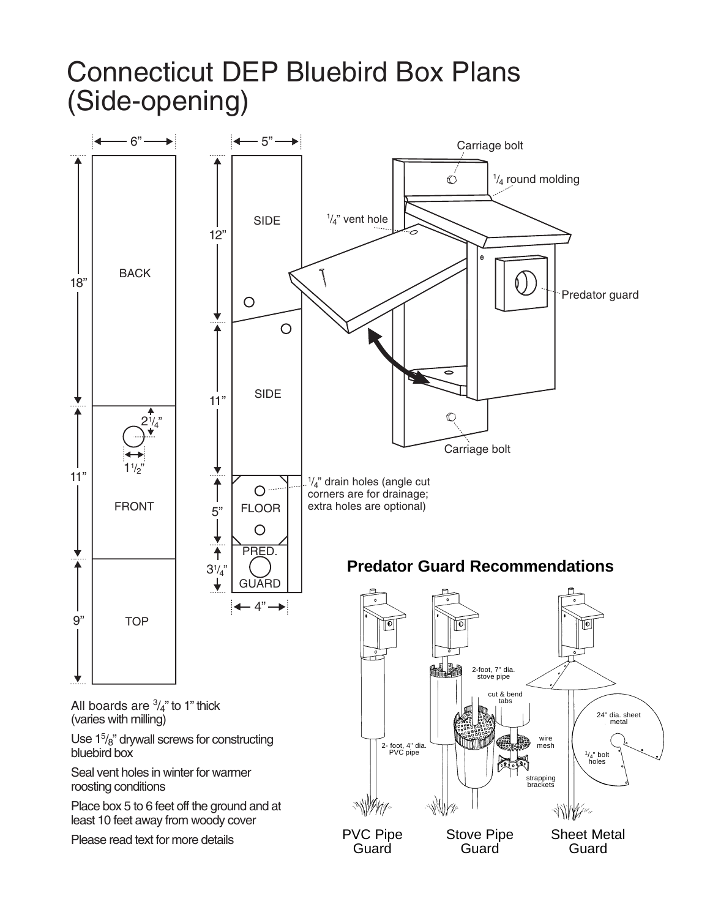# Connecticut DEP Bluebird Box Plans (Side-opening)

6”

5”

Carriage bolt

$^1/_4$ round molding

$^1/_4$” vent hole

SIDE

12”

BACK

18”

Predator guard

SIDE

11”

$2^1/_4$”

$1^1/_2$”

Carriage bolt

11”

$^1/_4$” drain holes (angle cut corners are for drainage; extra holes are optional)

FRONT

5”

FLOOR

PRED.

$3^1/_4$”

GUARD

4”

9”

TOP

## Predator Guard Recommendations

2-foot, 7" dia. stove pipe

cut & bend tabs

24" dia. sheet metal

wire mesh

2- foot, 4" dia. PVC pipe

$^1/_4$" bolt holes

strapping brackets

PVC Pipe Guard

Stove Pipe Guard

Sheet Metal Guard

All boards are $^3/_4$” to 1” thick (varies with milling)

Use $1^5/_8$” drywall screws for constructing bluebird box

Seal vent holes in winter for warmer roosting conditions

Place box 5 to 6 feet off the ground and at least 10 feet away from woody cover

Please read text for more details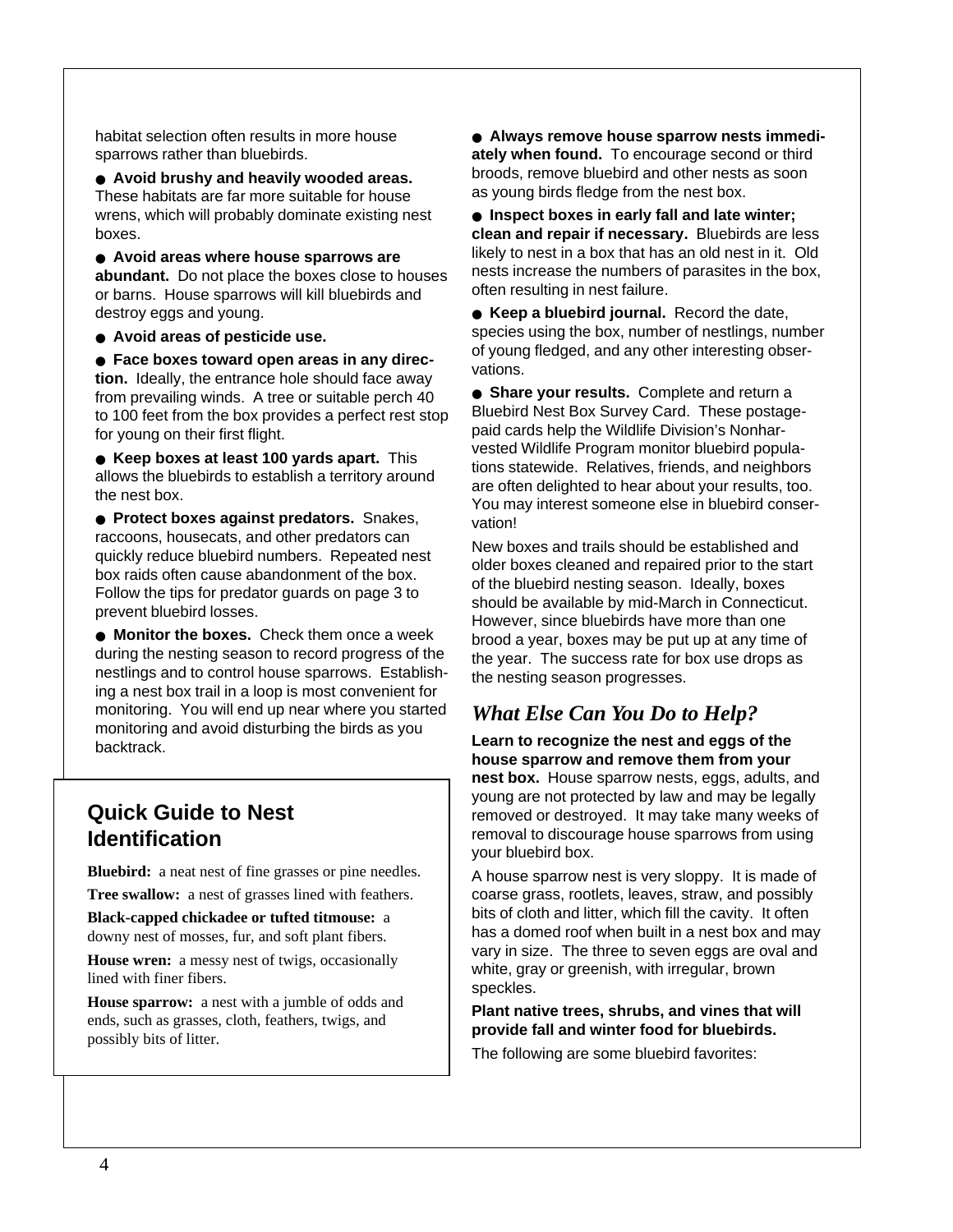habitat selection often results in more house sparrows rather than bluebirds.

- **Avoid brushy and heavily wooded areas.** These habitats are far more suitable for house wrens, which will probably dominate existing nest boxes.
- **Avoid areas where house sparrows are abundant.** Do not place the boxes close to houses or barns. House sparrows will kill bluebirds and destroy eggs and young.
- **Avoid areas of pesticide use.**
- **Face boxes toward open areas in any direction.** Ideally, the entrance hole should face away from prevailing winds. A tree or suitable perch 40 to 100 feet from the box provides a perfect rest stop for young on their first flight.
- **Keep boxes at least 100 yards apart.** This allows the bluebirds to establish a territory around the nest box.
- **Protect boxes against predators.** Snakes, raccoons, housecats, and other predators can quickly reduce bluebird numbers. Repeated nest box raids often cause abandonment of the box. Follow the tips for predator guards on page 3 to prevent bluebird losses.
- **Monitor the boxes.** Check them once a week during the nesting season to record progress of the nestlings and to control house sparrows. Establishing a nest box trail in a loop is most convenient for monitoring. You will end up near where you started monitoring and avoid disturbing the birds as you backtrack.

## Quick Guide to Nest Identification

**Bluebird:** a neat nest of fine grasses or pine needles.

**Tree swallow:** a nest of grasses lined with feathers.

**Black-capped chickadee or tufted titmouse:** a downy nest of mosses, fur, and soft plant fibers.

**House wren:** a messy nest of twigs, occasionally lined with finer fibers.

**House sparrow:** a nest with a jumble of odds and ends, such as grasses, cloth, feathers, twigs, and possibly bits of litter.

- **Always remove house sparrow nests immediately when found.** To encourage second or third broods, remove bluebird and other nests as soon as young birds fledge from the nest box.
- **Inspect boxes in early fall and late winter; clean and repair if necessary.** Bluebirds are less likely to nest in a box that has an old nest in it. Old nests increase the numbers of parasites in the box, often resulting in nest failure.
- **Keep a bluebird journal.** Record the date, species using the box, number of nestlings, number of young fledged, and any other interesting observations.
- **Share your results.** Complete and return a Bluebird Nest Box Survey Card. These postage-paid cards help the Wildlife Division's Nonharvested Wildlife Program monitor bluebird populations statewide. Relatives, friends, and neighbors are often delighted to hear about your results, too. You may interest someone else in bluebird conservation!

New boxes and trails should be established and older boxes cleaned and repaired prior to the start of the bluebird nesting season. Ideally, boxes should be available by mid-March in Connecticut. However, since bluebirds have more than one brood a year, boxes may be put up at any time of the year. The success rate for box use drops as the nesting season progresses.

## *What Else Can You Do to Help?*

**Learn to recognize the nest and eggs of the house sparrow and remove them from your nest box.** House sparrow nests, eggs, adults, and young are not protected by law and may be legally removed or destroyed. It may take many weeks of removal to discourage house sparrows from using your bluebird box.

A house sparrow nest is very sloppy. It is made of coarse grass, rootlets, leaves, straw, and possibly bits of cloth and litter, which fill the cavity. It often has a domed roof when built in a nest box and may vary in size. The three to seven eggs are oval and white, gray or greenish, with irregular, brown speckles.

**Plant native trees, shrubs, and vines that will provide fall and winter food for bluebirds.**

The following are some bluebird favorites: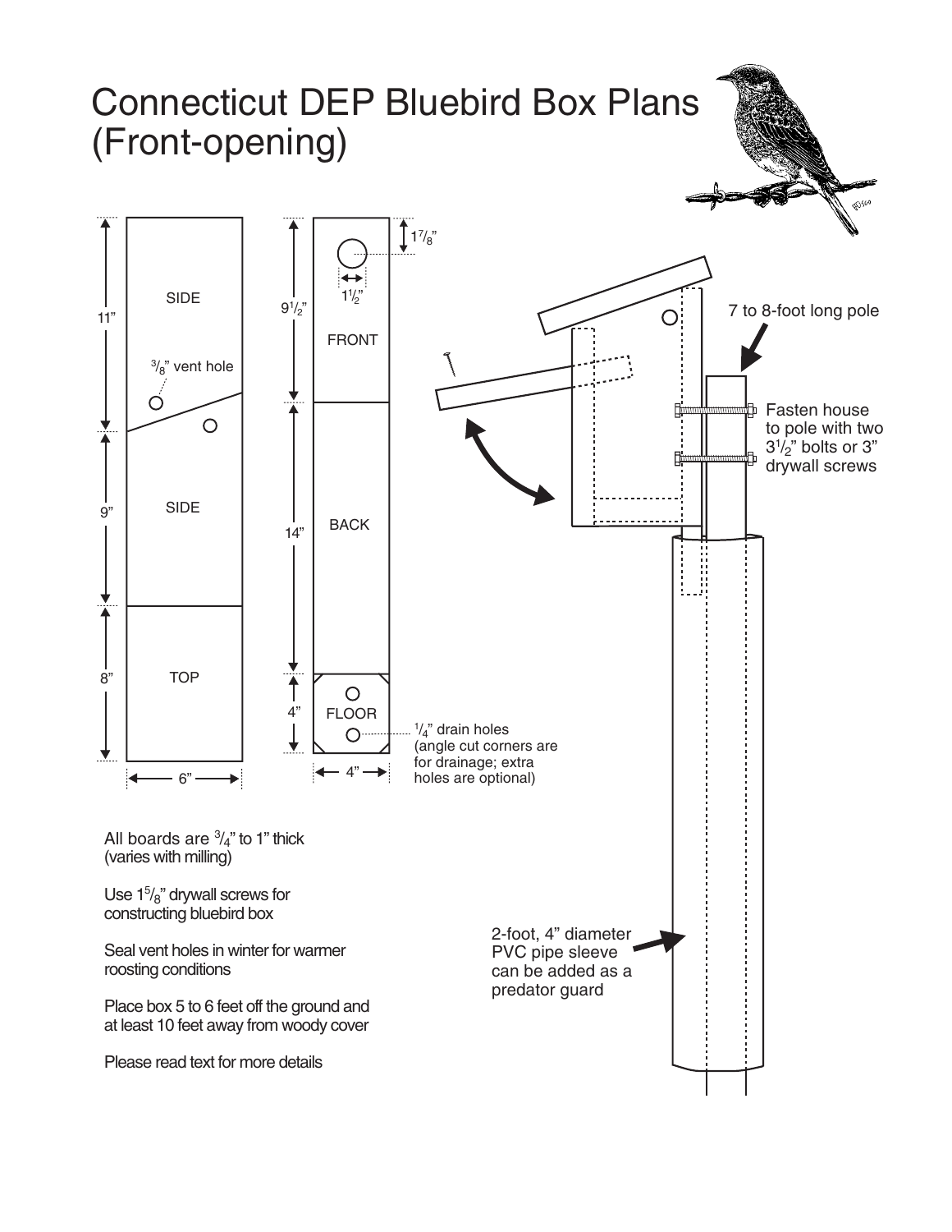# Connecticut DEP Bluebird Box Plans (Front-opening)

SIDE

11"

$^3/_8$" vent hole

SIDE

9"

TOP

8"

6"

$9^1/_2$"

FRONT

$1^7/_8$"

$1^1/_2$"

BACK

14"

FLOOR

4"

4"

$^1/_4$" drain holes (angle cut corners are for drainage; extra holes are optional)

7 to 8-foot long pole

Fasten house to pole with two $3^1/_2$" bolts or 3" drywall screws

2-foot, 4" diameter PVC pipe sleeve can be added as a predator guard

All boards are $^3/_4$" to 1" thick (varies with milling)

Use $1^5/_8$" drywall screws for constructing bluebird box

Seal vent holes in winter for warmer roosting conditions

Place box 5 to 6 feet off the ground and at least 10 feet away from woody cover

Please read text for more details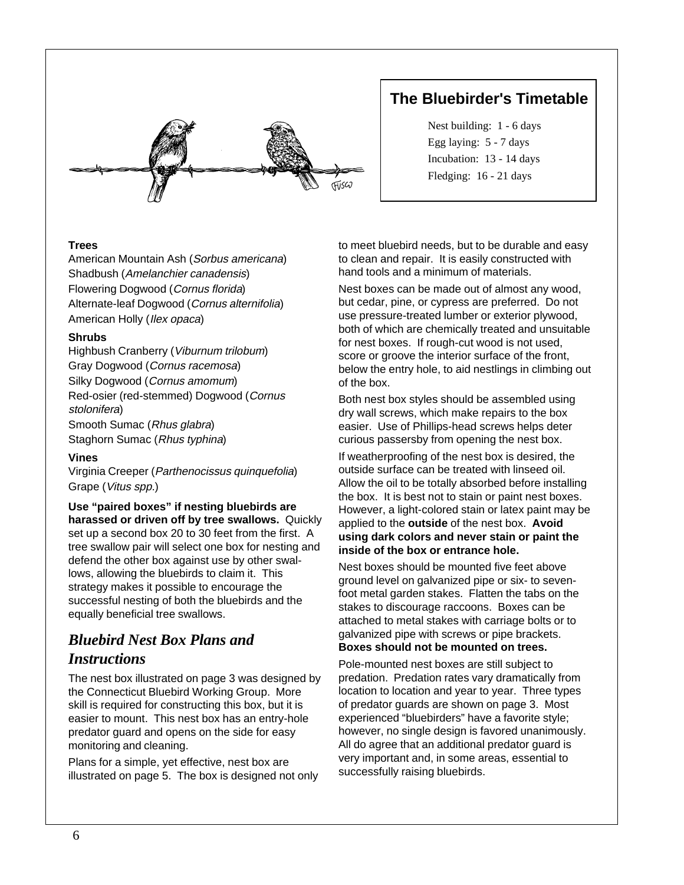### The Bluebirder's Timetable

Nest building: 1 - 6 days
Egg laying: 5 - 7 days
Incubation: 13 - 14 days
Fledging: 16 - 21 days

**Trees**

American Mountain Ash (*Sorbus americana*)
Shadbush (*Amelanchier canadensis*)
Flowering Dogwood (*Cornus florida*)
Alternate-leaf Dogwood (*Cornus alternifolia*)
American Holly (*Ilex opaca*)

**Shrubs**

Highbush Cranberry (*Viburnum trilobum*)
Gray Dogwood (*Cornus racemosa*)
Silky Dogwood (*Cornus amomum*)
Red-osier (red-stemmed) Dogwood (*Cornus stolonifera*)
Smooth Sumac (*Rhus glabra*)
Staghorn Sumac (*Rhus typhina*)

**Vines**

Virginia Creeper (*Parthenocissus quinquefolia*)
Grape (*Vitus spp.*)

**Use "paired boxes" if nesting bluebirds are harassed or driven off by tree swallows.** Quickly set up a second box 20 to 30 feet from the first. A tree swallow pair will select one box for nesting and defend the other box against use by other swallows, allowing the bluebirds to claim it. This strategy makes it possible to encourage the successful nesting of both the bluebirds and the equally beneficial tree swallows.

## *Bluebird Nest Box Plans and Instructions*

The nest box illustrated on page 3 was designed by the Connecticut Bluebird Working Group. More skill is required for constructing this box, but it is easier to mount. This nest box has an entry-hole predator guard and opens on the side for easy monitoring and cleaning.

Plans for a simple, yet effective, nest box are illustrated on page 5. The box is designed not only to meet bluebird needs, but to be durable and easy to clean and repair. It is easily constructed with hand tools and a minimum of materials.

Nest boxes can be made out of almost any wood, but cedar, pine, or cypress are preferred. Do not use pressure-treated lumber or exterior plywood, both of which are chemically treated and unsuitable for nest boxes. If rough-cut wood is not used, score or groove the interior surface of the front, below the entry hole, to aid nestlings in climbing out of the box.

Both nest box styles should be assembled using dry wall screws, which make repairs to the box easier. Use of Phillips-head screws helps deter curious passersby from opening the nest box.

If weatherproofing of the nest box is desired, the outside surface can be treated with linseed oil. Allow the oil to be totally absorbed before installing the box. It is best not to stain or paint nest boxes. However, a light-colored stain or latex paint may be applied to the **outside** of the nest box. **Avoid using dark colors and never stain or paint the inside of the box or entrance hole.**

Nest boxes should be mounted five feet above ground level on galvanized pipe or six- to seven-foot metal garden stakes. Flatten the tabs on the stakes to discourage raccoons. Boxes can be attached to metal stakes with carriage bolts or to galvanized pipe with screws or pipe brackets. **Boxes should not be mounted on trees.**

Pole-mounted nest boxes are still subject to predation. Predation rates vary dramatically from location to location and year to year. Three types of predator guards are shown on page 3. Most experienced "bluebirders" have a favorite style; however, no single design is favored unanimously. All do agree that an additional predator guard is very important and, in some areas, essential to successfully raising bluebirds.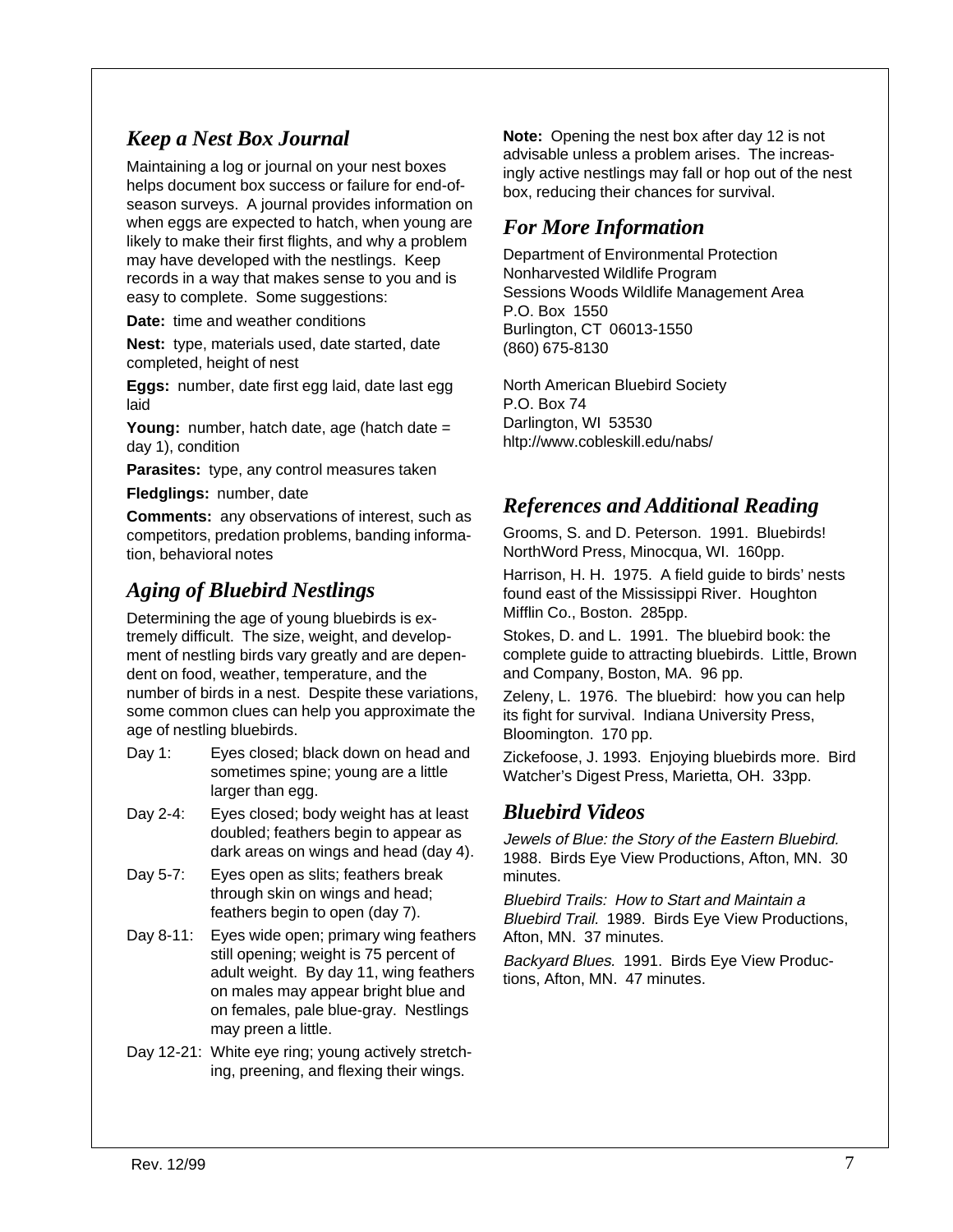## *Keep a Nest Box Journal*

Maintaining a log or journal on your nest boxes helps document box success or failure for end-of-season surveys. A journal provides information on when eggs are expected to hatch, when young are likely to make their first flights, and why a problem may have developed with the nestlings. Keep records in a way that makes sense to you and is easy to complete. Some suggestions:

**Date:** time and weather conditions

**Nest:** type, materials used, date started, date completed, height of nest

**Eggs:** number, date first egg laid, date last egg laid

**Young:** number, hatch date, age (hatch date = day 1), condition

**Parasites:** type, any control measures taken

**Fledglings:** number, date

**Comments:** any observations of interest, such as competitors, predation problems, banding information, behavioral notes

## *Aging of Bluebird Nestlings*

Determining the age of young bluebirds is extremely difficult. The size, weight, and development of nestling birds vary greatly and are dependent on food, weather, temperature, and the number of birds in a nest. Despite these variations, some common clues can help you approximate the age of nestling bluebirds.

- Day 1: Eyes closed; black down on head and sometimes spine; young are a little larger than egg.
- Day 2-4: Eyes closed; body weight has at least doubled; feathers begin to appear as dark areas on wings and head (day 4).
- Day 5-7: Eyes open as slits; feathers break through skin on wings and head; feathers begin to open (day 7).
- Day 8-11: Eyes wide open; primary wing feathers still opening; weight is 75 percent of adult weight. By day 11, wing feathers on males may appear bright blue and on females, pale blue-gray. Nestlings may preen a little.
- Day 12-21: White eye ring; young actively stretching, preening, and flexing their wings.

**Note:** Opening the nest box after day 12 is not advisable unless a problem arises. The increasingly active nestlings may fall or hop out of the nest box, reducing their chances for survival.

## *For More Information*

Department of Environmental Protection
Nonharvested Wildlife Program
Sessions Woods Wildlife Management Area
P.O. Box 1550
Burlington, CT 06013-1550
(860) 675-8130

North American Bluebird Society
P.O. Box 74
Darlington, WI 53530
hltp://www.cobleskill.edu/nabs/

## *References and Additional Reading*

Grooms, S. and D. Peterson. 1991. Bluebirds! NorthWord Press, Minocqua, WI. 160pp.

Harrison, H. H. 1975. A field guide to birds' nests found east of the Mississippi River. Houghton Mifflin Co., Boston. 285pp.

Stokes, D. and L. 1991. The bluebird book: the complete guide to attracting bluebirds. Little, Brown and Company, Boston, MA. 96 pp.

Zeleny, L. 1976. The bluebird: how you can help its fight for survival. Indiana University Press, Bloomington. 170 pp.

Zickefoose, J. 1993. Enjoying bluebirds more. Bird Watcher's Digest Press, Marietta, OH. 33pp.

## *Bluebird Videos*

*Jewels of Blue: the Story of the Eastern Bluebird.* 1988. Birds Eye View Productions, Afton, MN. 30 minutes.

*Bluebird Trails: How to Start and Maintain a Bluebird Trail.* 1989. Birds Eye View Productions, Afton, MN. 37 minutes.

*Backyard Blues.* 1991. Birds Eye View Productions, Afton, MN. 47 minutes.

Rev. 12/99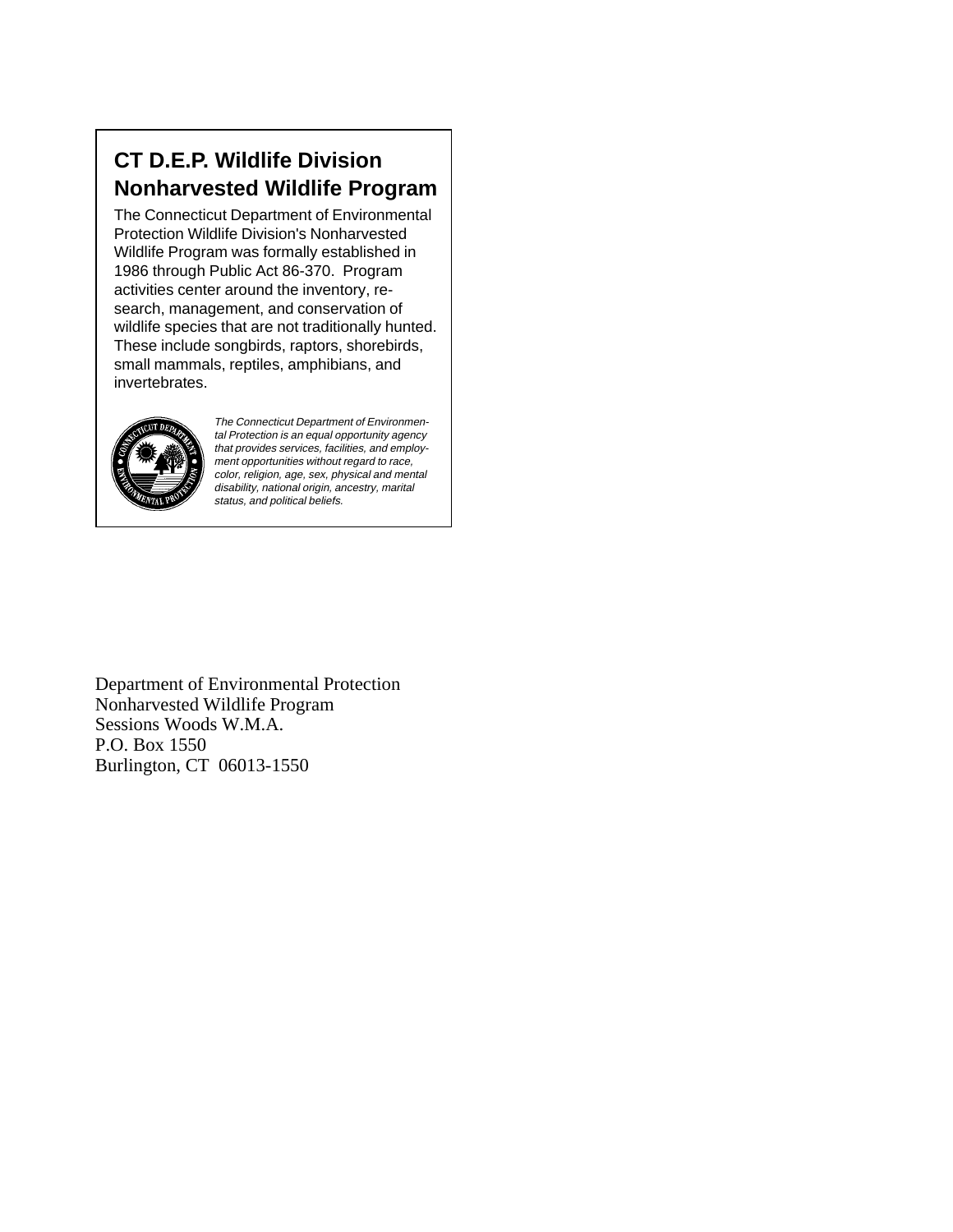## CT D.E.P. Wildlife Division Nonharvested Wildlife Program

The Connecticut Department of Environmental Protection Wildlife Division's Nonharvested Wildlife Program was formally established in 1986 through Public Act 86-370. Program activities center around the inventory, research, management, and conservation of wildlife species that are not traditionally hunted. These include songbirds, raptors, shorebirds, small mammals, reptiles, amphibians, and invertebrates.

*The Connecticut Department of Environmental Protection is an equal opportunity agency that provides services, facilities, and employment opportunities without regard to race, color, religion, age, sex, physical and mental disability, national origin, ancestry, marital status, and political beliefs.*

Department of Environmental Protection
Nonharvested Wildlife Program
Sessions Woods W.M.A.
P.O. Box 1550
Burlington, CT 06013-1550